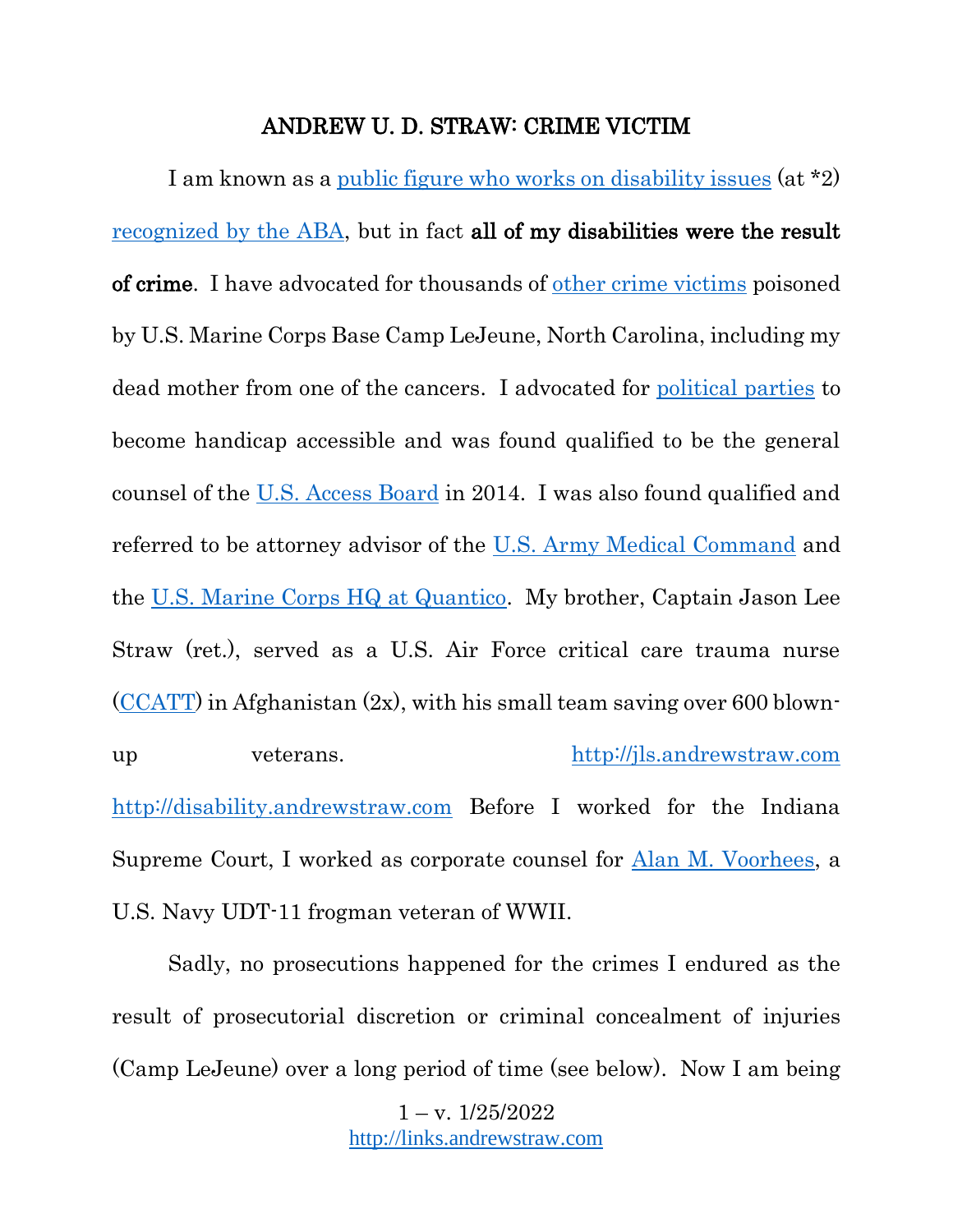# ANDREW U. D. STRAW: CRIME VICTIM

I am known as a public figure who works on disability issues (at *2) recognized by the ABA, but in fact **all of my disabilities were the result of crime**. I have advocated for thousands of other crime victims poisoned by U.S. Marine Corps Base Camp LeJeune, North Carolina, including my dead mother from one of the cancers. I advocated for political parties to become handicap accessible and was found qualified to be the general counsel of the U.S. Access Board in 2014. I was also found qualified and referred to be attorney advisor of the U.S. Army Medical Command and the U.S. Marine Corps HQ at Quantico. My brother, Captain Jason Lee Straw (ret.), served as a U.S. Air Force critical care trauma nurse (CCATT) in Afghanistan (2x), with his small team saving over 600 blown-up veterans. http://jls.andrewstraw.com http://disability.andrewstraw.com Before I worked for the Indiana Supreme Court, I worked as corporate counsel for Alan M. Voorhees, a U.S. Navy UDT-11 frogman veteran of WWII.

Sadly, no prosecutions happened for the crimes I endured as the result of prosecutorial discretion or criminal concealment of injuries (Camp LeJeune) over a long period of time (see below). Now I am being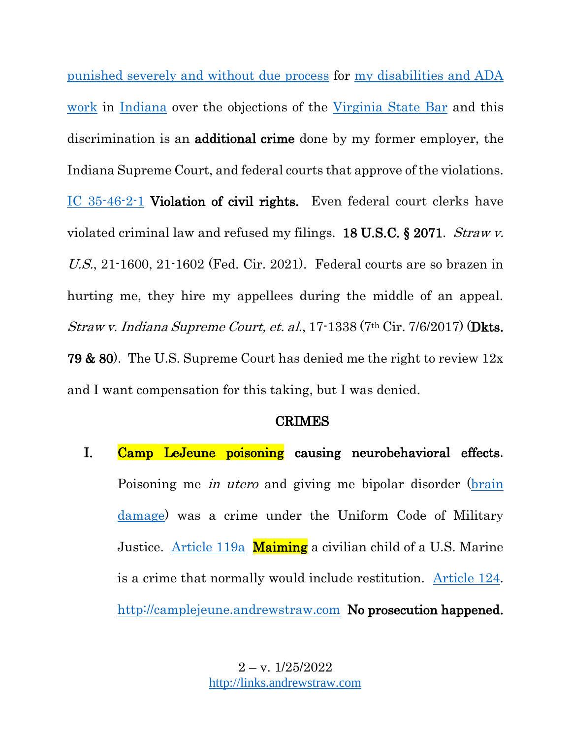punished severely and without due process for my disabilities and ADA work in Indiana over the objections of the Virginia State Bar and this discrimination is an **additional crime** done by my former employer, the Indiana Supreme Court, and federal courts that approve of the violations. IC 35-46-2-1 **Violation of civil rights.** Even federal court clerks have violated criminal law and refused my filings. **18 U.S.C. § 2071**. *Straw v. U.S.*, 21-1600, 21-1602 (Fed. Cir. 2021). Federal courts are so brazen in hurting me, they hire my appellees during the middle of an appeal. *Straw v. Indiana Supreme Court, et. al.*, 17-1338 (7th Cir. 7/6/2017) (**Dkts. 79 & 80**). The U.S. Supreme Court has denied me the right to review 12x and I want compensation for this taking, but I was denied.

## CRIMES

I. **Camp LeJeune poisoning causing neurobehavioral effects**. Poisoning me *in utero* and giving me bipolar disorder (brain damage) was a crime under the Uniform Code of Military Justice. Article 119a **Maiming** a civilian child of a U.S. Marine is a crime that normally would include restitution. Article 124. http://camplejeune.andrewstraw.com **No prosecution happened.**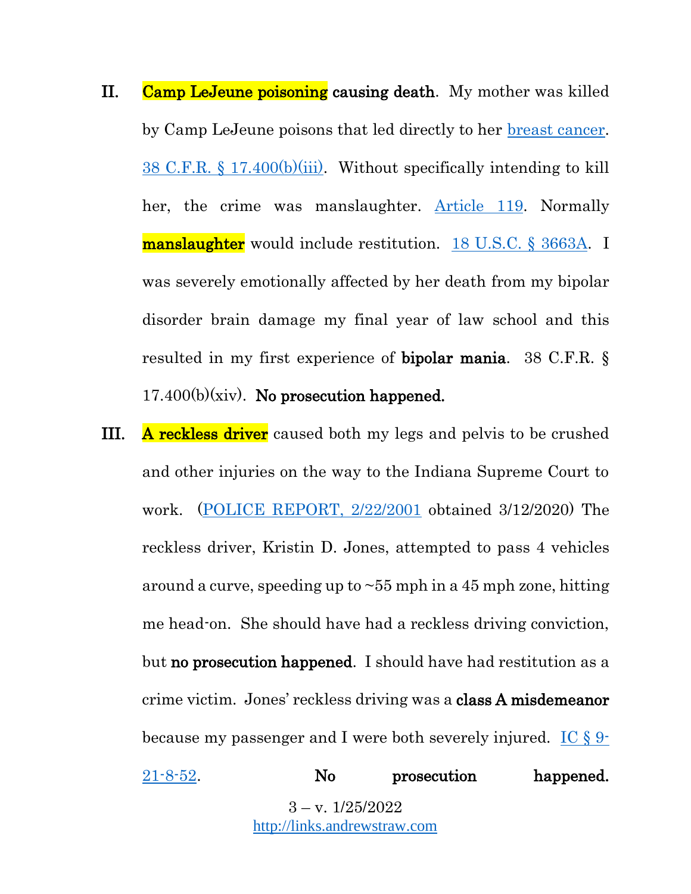II. **Camp LeJeune poisoning causing death**. My mother was killed by Camp LeJeune poisons that led directly to her breast cancer. 38 C.F.R. § 17.400(b)(iii). Without specifically intending to kill her, the crime was manslaughter. Article 119. Normally **manslaughter** would include restitution. 18 U.S.C. § 3663A. I was severely emotionally affected by her death from my bipolar disorder brain damage my final year of law school and this resulted in my first experience of **bipolar mania**. 38 C.F.R. § 17.400(b)(xiv). **No prosecution happened.**

III. **A reckless driver** caused both my legs and pelvis to be crushed and other injuries on the way to the Indiana Supreme Court to work. (POLICE REPORT, 2/22/2001 obtained 3/12/2020) The reckless driver, Kristin D. Jones, attempted to pass 4 vehicles around a curve, speeding up to ~55 mph in a 45 mph zone, hitting me head-on. She should have had a reckless driving conviction, but **no prosecution happened**. I should have had restitution as a crime victim. Jones' reckless driving was a **class A misdemeanor** because my passenger and I were both severely injured. IC § 9-21-8-52. **No prosecution happened.**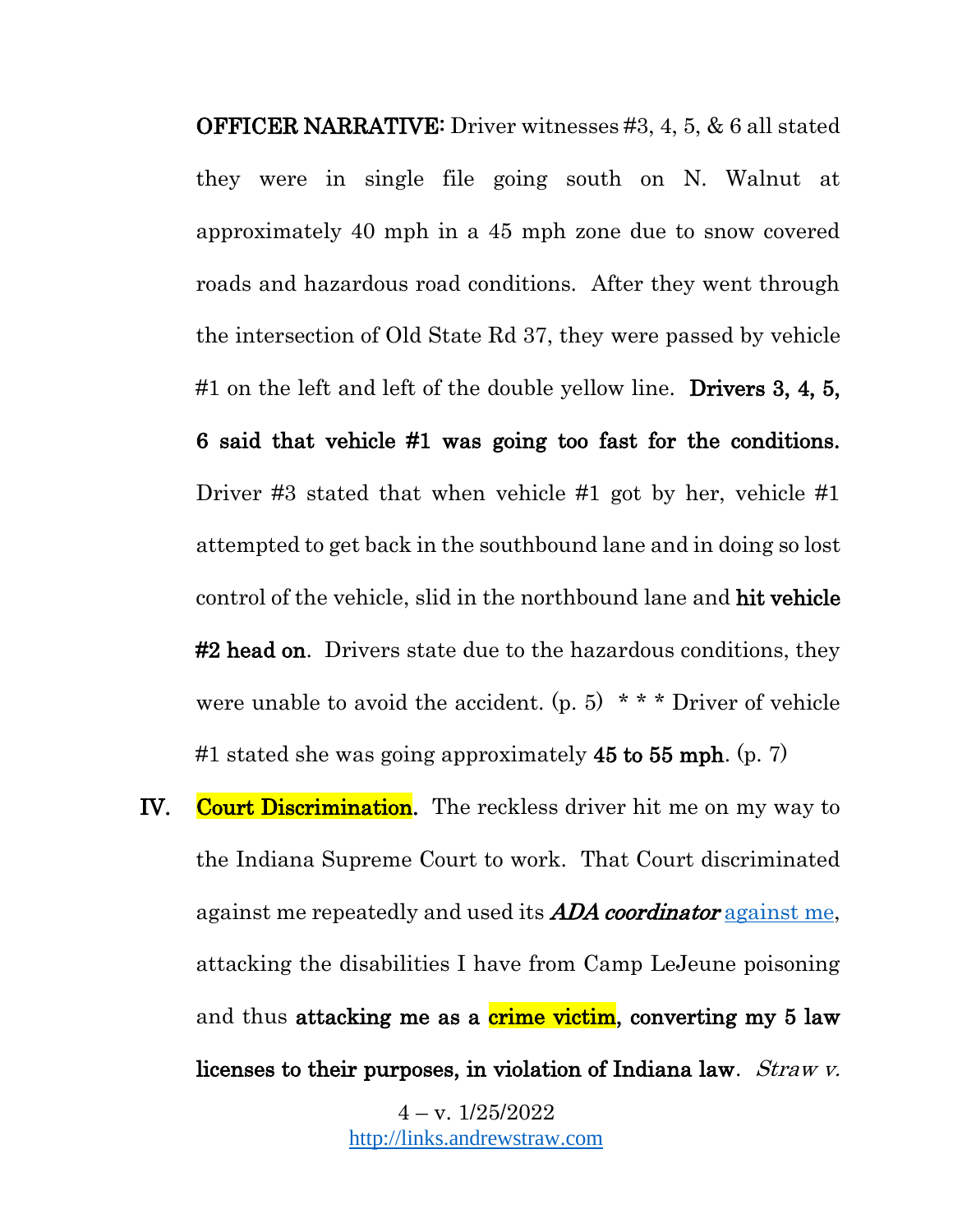**OFFICER NARRATIVE:** Driver witnesses #3, 4, 5, & 6 all stated they were in single file going south on N. Walnut at approximately 40 mph in a 45 mph zone due to snow covered roads and hazardous road conditions. After they went through the intersection of Old State Rd 37, they were passed by vehicle #1 on the left and left of the double yellow line. **Drivers 3, 4, 5, 6 said that vehicle #1 was going too fast for the conditions.** Driver #3 stated that when vehicle #1 got by her, vehicle #1 attempted to get back in the southbound lane and in doing so lost control of the vehicle, slid in the northbound lane and **hit vehicle #2 head on**. Drivers state due to the hazardous conditions, they were unable to avoid the accident. (p. 5) * * * Driver of vehicle #1 stated she was going approximately **45 to 55 mph**. (p. 7)

IV. **Court Discrimination.** The reckless driver hit me on my way to the Indiana Supreme Court to work. That Court discriminated against me repeatedly and used its ***ADA coordinator*** against me, attacking the disabilities I have from Camp LeJeune poisoning and thus **attacking me as a crime victim, converting my 5 law licenses to their purposes, in violation of Indiana law**. *Straw v.*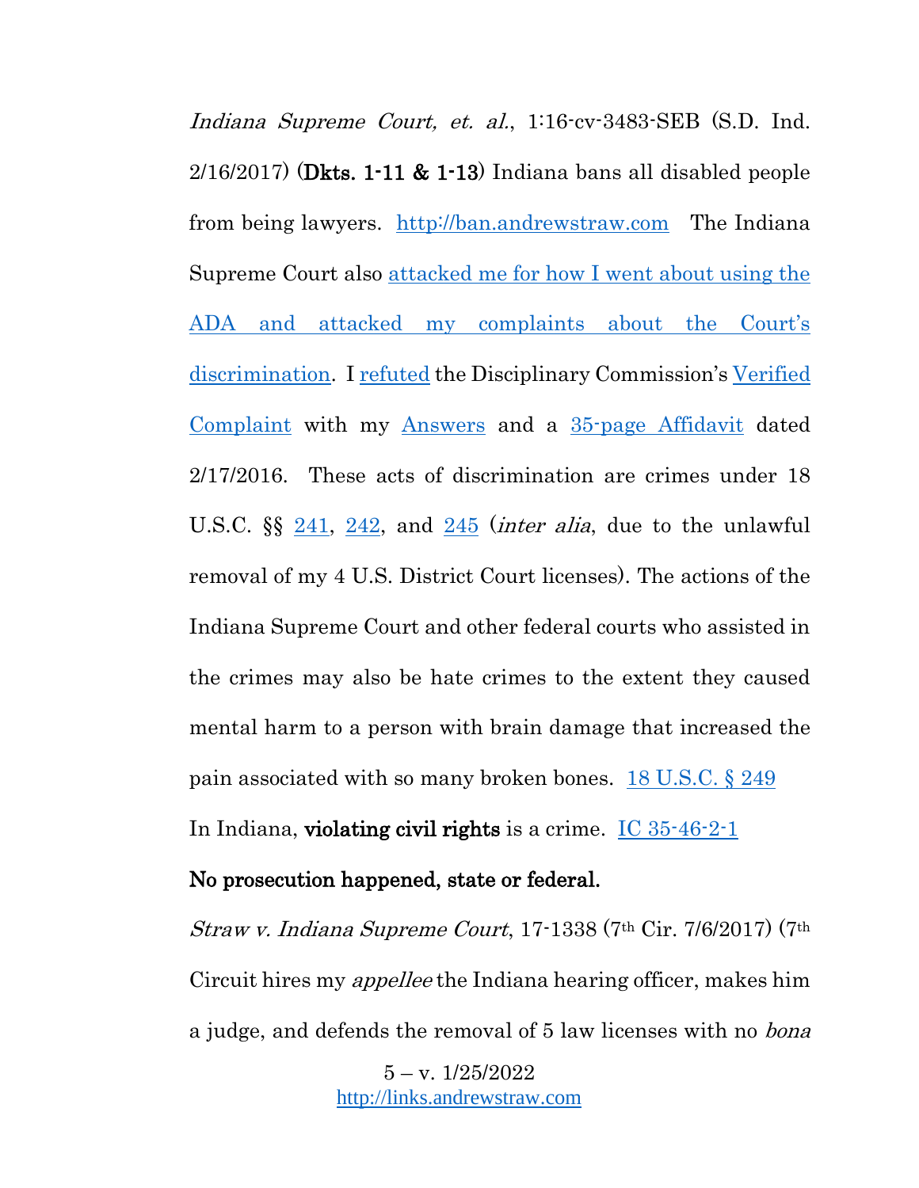*Indiana Supreme Court, et. al.*, 1:16-cv-3483-SEB (S.D. Ind. 2/16/2017) (**Dkts. 1-11 & 1-13**) Indiana bans all disabled people from being lawyers. http://ban.andrewstraw.com The Indiana Supreme Court also attacked me for how I went about using the ADA and attacked my complaints about the Court's discrimination. I refuted the Disciplinary Commission's Verified Complaint with my Answers and a 35-page Affidavit dated 2/17/2016. These acts of discrimination are crimes under 18 U.S.C. §§ 241, 242, and 245 (*inter alia*, due to the unlawful removal of my 4 U.S. District Court licenses). The actions of the Indiana Supreme Court and other federal courts who assisted in the crimes may also be hate crimes to the extent they caused mental harm to a person with brain damage that increased the pain associated with so many broken bones. 18 U.S.C. § 249 In Indiana, **violating civil rights** is a crime. IC 35-46-2-1

**No prosecution happened, state or federal.**

*Straw v. Indiana Supreme Court*, 17-1338 (7th Cir. 7/6/2017) (7th Circuit hires my *appellee* the Indiana hearing officer, makes him a judge, and defends the removal of 5 law licenses with no *bona*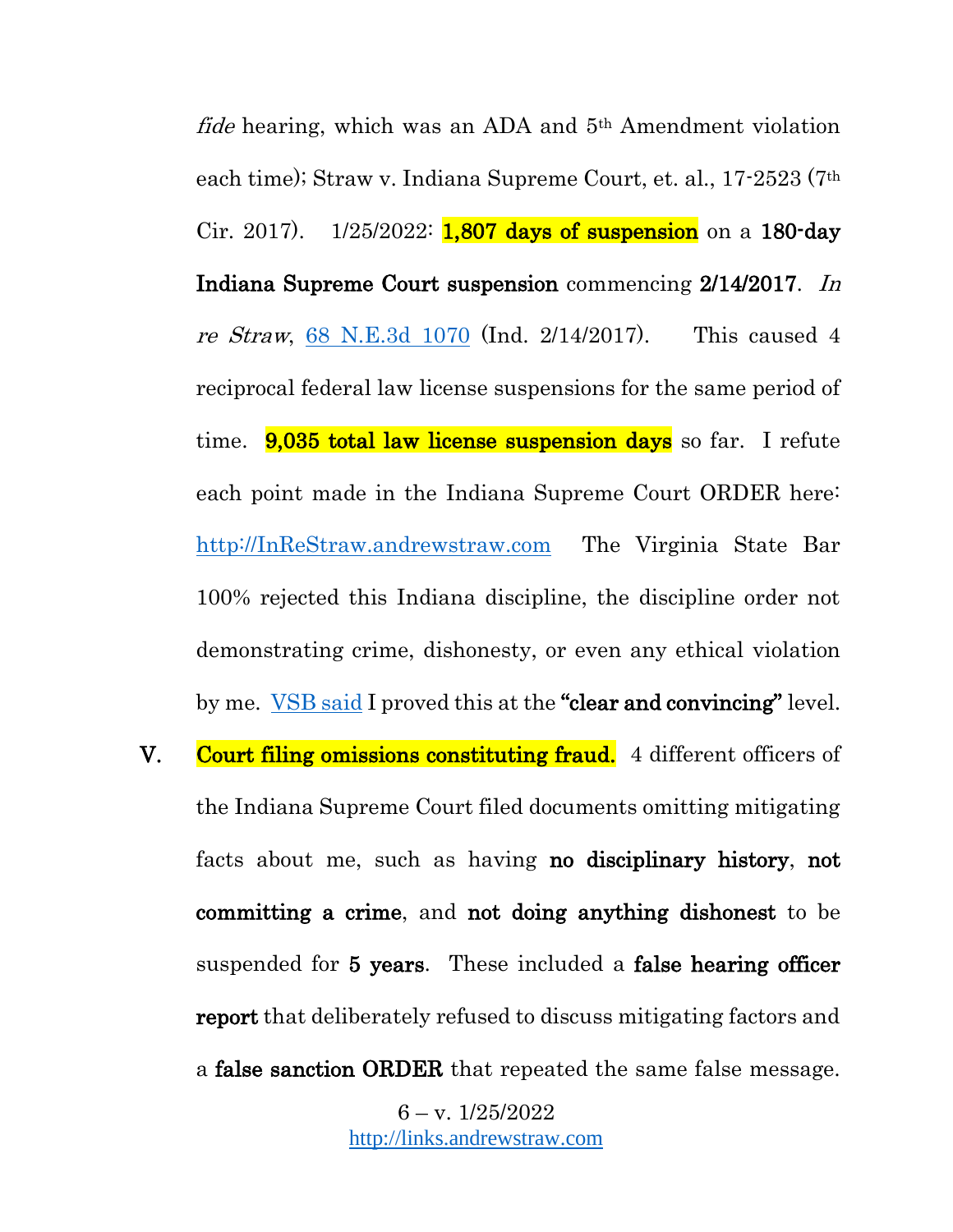*fide* hearing, which was an ADA and 5th Amendment violation each time); Straw v. Indiana Supreme Court, et. al., 17-2523 (7th Cir. 2017). 1/25/2022: **1,807 days of suspension** on a **180-day Indiana Supreme Court suspension** commencing **2/14/2017**. *In re Straw*, [68 N.E.3d 1070](68 N.E.3d 1070) (Ind. 2/14/2017). This caused 4 reciprocal federal law license suspensions for the same period of time. **9,035 total law license suspension days** so far. I refute each point made in the Indiana Supreme Court ORDER here: [http://InReStraw.andrewstraw.com](http://InReStraw.andrewstraw.com) The Virginia State Bar 100% rejected this Indiana discipline, the discipline order not demonstrating crime, dishonesty, or even any ethical violation by me. [VSB said](VSB said) I proved this at the **"clear and convincing"** level.

V. **Court filing omissions constituting fraud.** 4 different officers of the Indiana Supreme Court filed documents omitting mitigating facts about me, such as having **no disciplinary history**, **not committing a crime**, and **not doing anything dishonest** to be suspended for **5 years**. These included a **false hearing officer report** that deliberately refused to discuss mitigating factors and a **false sanction ORDER** that repeated the same false message.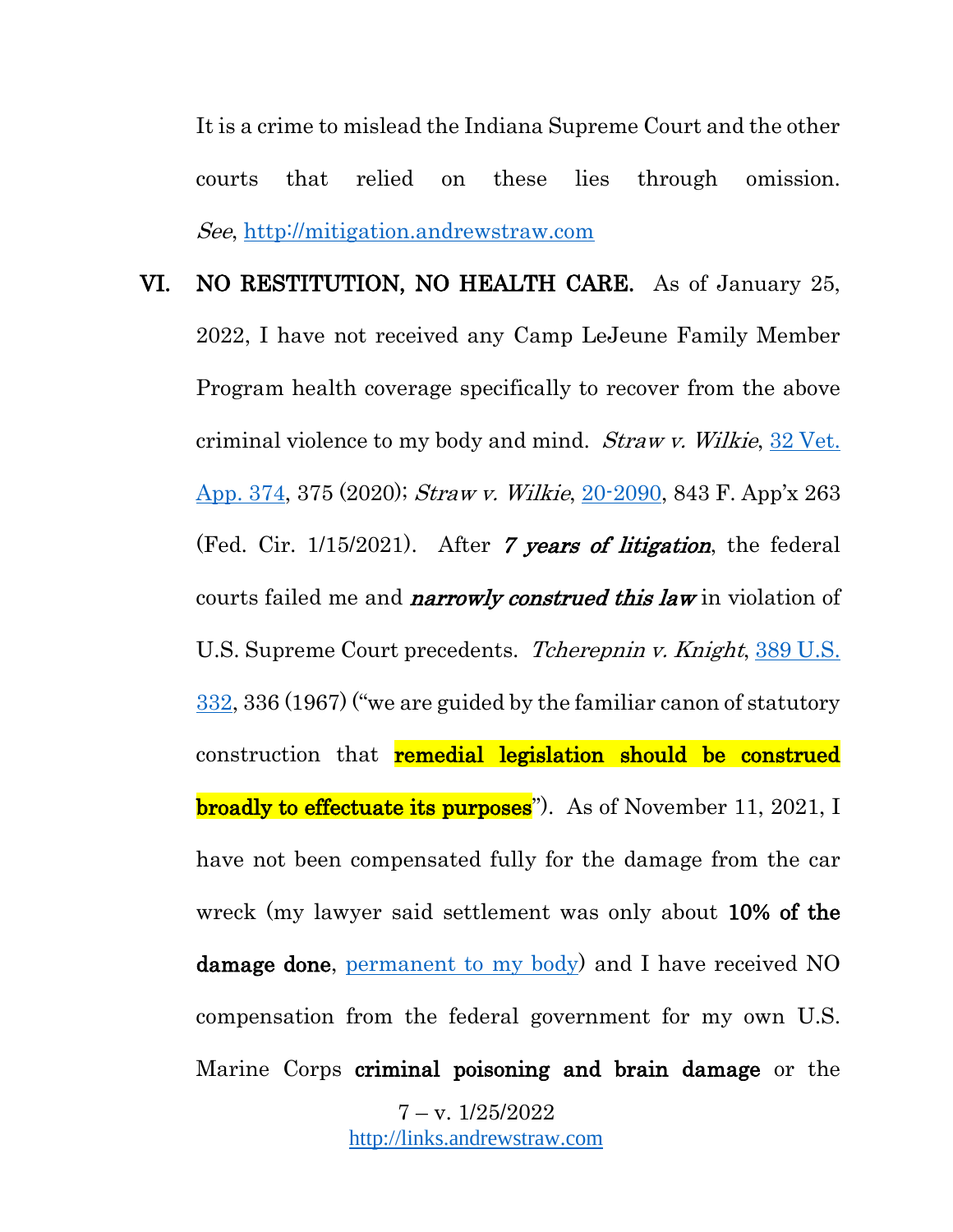It is a crime to mislead the Indiana Supreme Court and the other courts that relied on these lies through omission. *See*, http://mitigation.andrewstraw.com

VI. **NO RESTITUTION, NO HEALTH CARE.** As of January 25, 2022, I have not received any Camp LeJeune Family Member Program health coverage specifically to recover from the above criminal violence to my body and mind. *Straw v. Wilkie*, 32 Vet. App. 374, 375 (2020); *Straw v. Wilkie*, 20-2090, 843 F. App'x 263 (Fed. Cir. 1/15/2021). After ***7 years of litigation***, the federal courts failed me and ***narrowly construed this law*** in violation of U.S. Supreme Court precedents. *Tcherepnin v. Knight*, 389 U.S. 332, 336 (1967) ("we are guided by the familiar canon of statutory construction that **remedial legislation should be construed broadly to effectuate its purposes**"). As of November 11, 2021, I have not been compensated fully for the damage from the car wreck (my lawyer said settlement was only about **10% of the damage done**, permanent to my body) and I have received NO compensation from the federal government for my own U.S. Marine Corps **criminal poisoning and brain damage** or the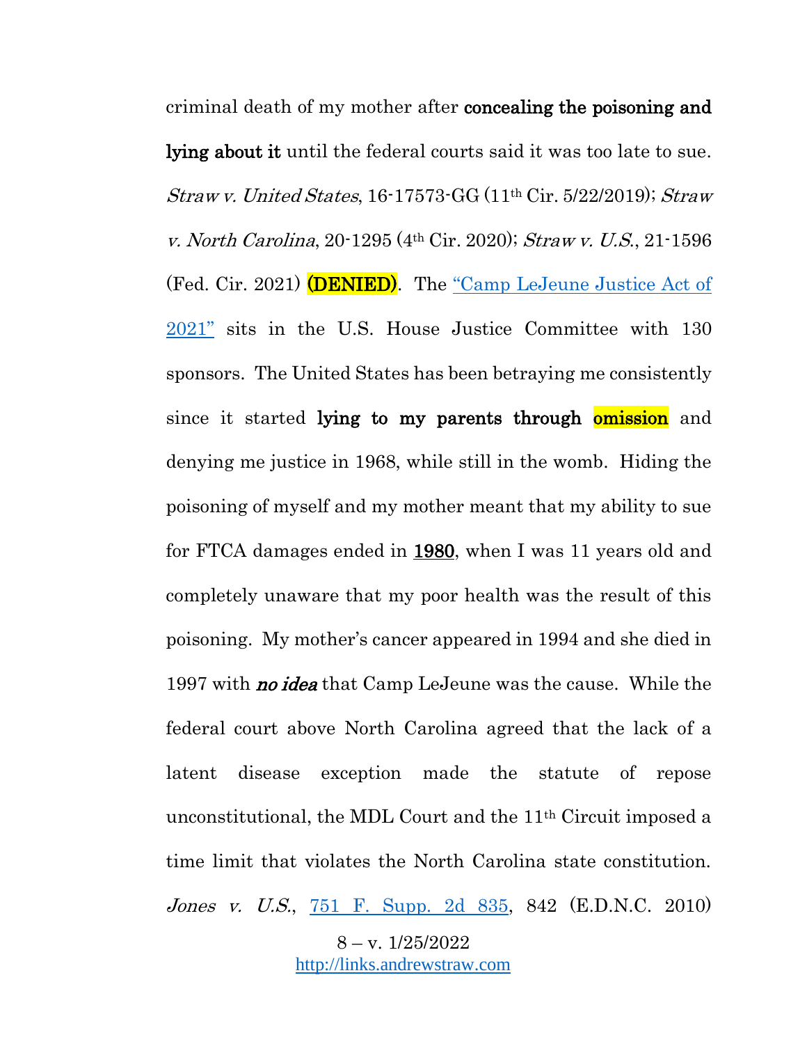criminal death of my mother after **concealing the poisoning and lying about it** until the federal courts said it was too late to sue. *Straw v. United States*, 16-17573-GG (11th Cir. 5/22/2019); *Straw v. North Carolina*, 20-1295 (4th Cir. 2020); *Straw v. U.S.*, 21-1596 (Fed. Cir. 2021) **(DENIED)**. The [“Camp LeJeune Justice Act of 2021”](#) sits in the U.S. House Justice Committee with 130 sponsors. The United States has been betraying me consistently since it started **lying to my parents through omission** and denying me justice in 1968, while still in the womb. Hiding the poisoning of myself and my mother meant that my ability to sue for FTCA damages ended in **1980**, when I was 11 years old and completely unaware that my poor health was the result of this poisoning. My mother’s cancer appeared in 1994 and she died in 1997 with ***no idea*** that Camp LeJeune was the cause. While the federal court above North Carolina agreed that the lack of a latent disease exception made the statute of repose unconstitutional, the MDL Court and the 11th Circuit imposed a time limit that violates the North Carolina state constitution. *Jones v. U.S.*, [751 F. Supp. 2d 835](#), 842 (E.D.N.C. 2010)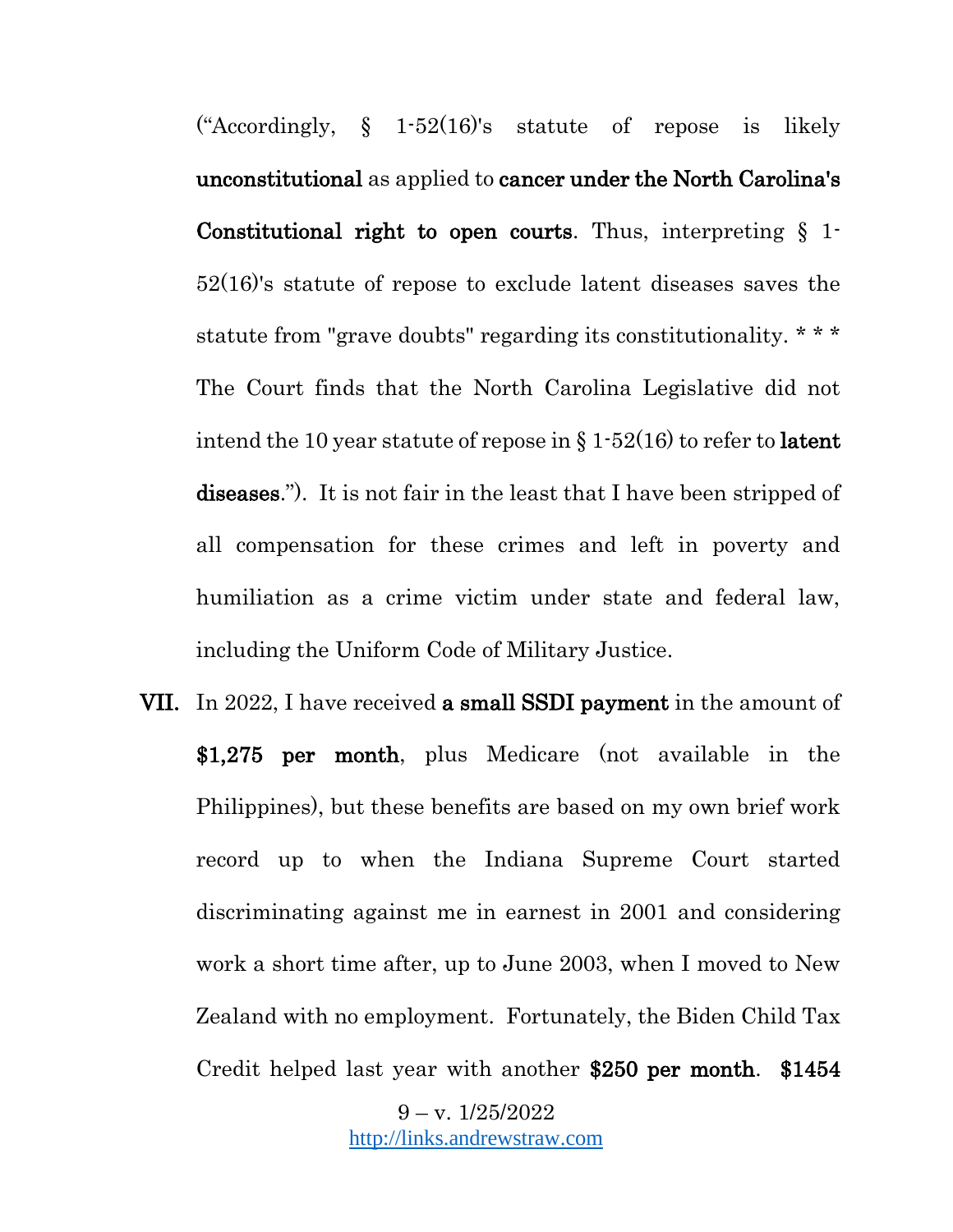(“Accordingly, § 1-52(16)'s statute of repose is likely **unconstitutional** as applied to **cancer under the North Carolina's Constitutional right to open courts**. Thus, interpreting § 1-52(16)'s statute of repose to exclude latent diseases saves the statute from "grave doubts" regarding its constitutionality. * * * The Court finds that the North Carolina Legislative did not intend the 10 year statute of repose in § 1-52(16) to refer to **latent diseases**.”). It is not fair in the least that I have been stripped of all compensation for these crimes and left in poverty and humiliation as a crime victim under state and federal law, including the Uniform Code of Military Justice.

**VII.** In 2022, I have received **a small SSDI payment** in the amount of **$1,275 per month**, plus Medicare (not available in the Philippines), but these benefits are based on my own brief work record up to when the Indiana Supreme Court started discriminating against me in earnest in 2001 and considering work a short time after, up to June 2003, when I moved to New Zealand with no employment. Fortunately, the Biden Child Tax Credit helped last year with another **$250 per month**. **$1454**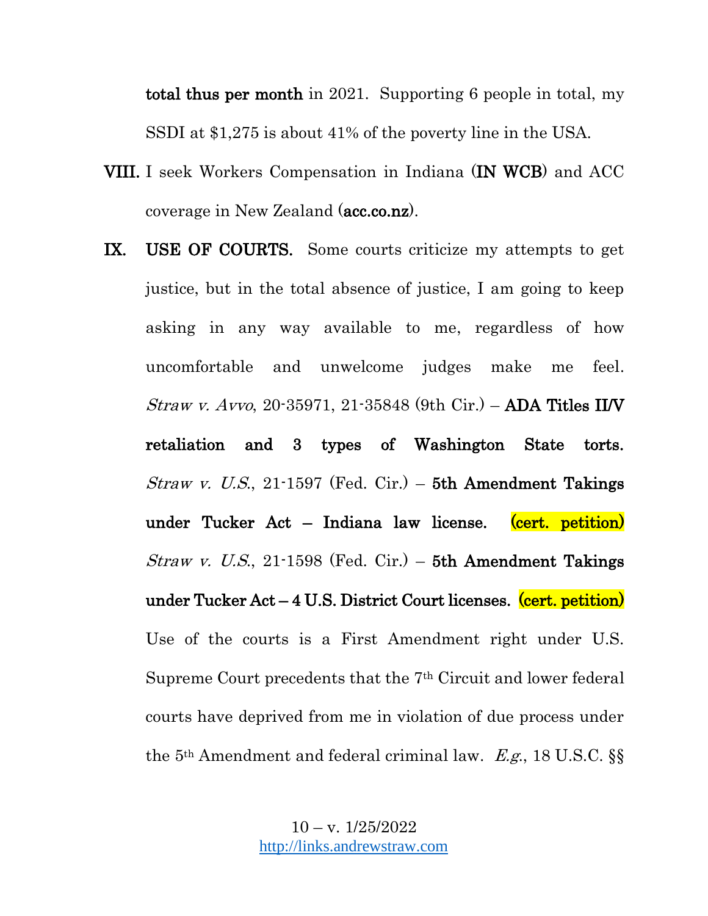**total thus per month** in 2021. Supporting 6 people in total, my SSDI at $1,275 is about 41% of the poverty line in the USA.

**VIII.** I seek Workers Compensation in Indiana (**IN WCB**) and ACC coverage in New Zealand (**acc.co.nz**).

**IX.** **USE OF COURTS.** Some courts criticize my attempts to get justice, but in the total absence of justice, I am going to keep asking in any way available to me, regardless of how uncomfortable and unwelcome judges make me feel. *Straw v. Avvo*, 20-35971, 21-35848 (9th Cir.) – **ADA Titles II/V retaliation and 3 types of Washington State torts.** *Straw v. U.S.*, 21-1597 (Fed. Cir.) – **5th Amendment Takings under Tucker Act – Indiana law license.** **(cert. petition)** *Straw v. U.S.*, 21-1598 (Fed. Cir.) – **5th Amendment Takings under Tucker Act – 4 U.S. District Court licenses.** **(cert. petition)** Use of the courts is a First Amendment right under U.S. Supreme Court precedents that the 7th Circuit and lower federal courts have deprived from me in violation of due process under the 5th Amendment and federal criminal law. *E.g.*, 18 U.S.C. §§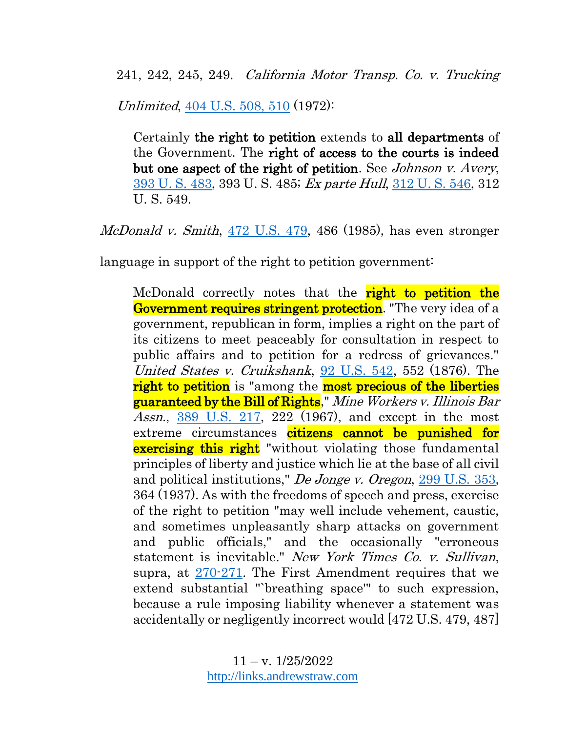241, 242, 245, 249. *California Motor Transp. Co. v. Trucking Unlimited*, 404 U.S. 508, 510 (1972):

> Certainly **the right to petition** extends to **all departments** of the Government. The **right of access to the courts is indeed but one aspect of the right of petition**. See *Johnson v. Avery*, 393 U. S. 483, 393 U. S. 485; *Ex parte Hull*, 312 U. S. 546, 312 U. S. 549.

*McDonald v. Smith*, 472 U.S. 479, 486 (1985), has even stronger language in support of the right to petition government:

> McDonald correctly notes that the **right to petition the Government requires stringent protection**. "The very idea of a government, republican in form, implies a right on the part of its citizens to meet peaceably for consultation in respect to public affairs and to petition for a redress of grievances." *United States v. Cruikshank*, 92 U.S. 542, 552 (1876). The **right to petition** is "among the **most precious of the liberties guaranteed by the Bill of Rights**," *Mine Workers v. Illinois Bar Assn.*, 389 U.S. 217, 222 (1967), and except in the most extreme circumstances **citizens cannot be punished for exercising this right** "without violating those fundamental principles of liberty and justice which lie at the base of all civil and political institutions," *De Jonge v. Oregon*, 299 U.S. 353, 364 (1937). As with the freedoms of speech and press, exercise of the right to petition "may well include vehement, caustic, and sometimes unpleasantly sharp attacks on government and public officials," and the occasionally "erroneous statement is inevitable." *New York Times Co. v. Sullivan*, supra, at 270-271. The First Amendment requires that we extend substantial "`breathing space'" to such expression, because a rule imposing liability whenever a statement was accidentally or negligently incorrect would [472 U.S. 479, 487]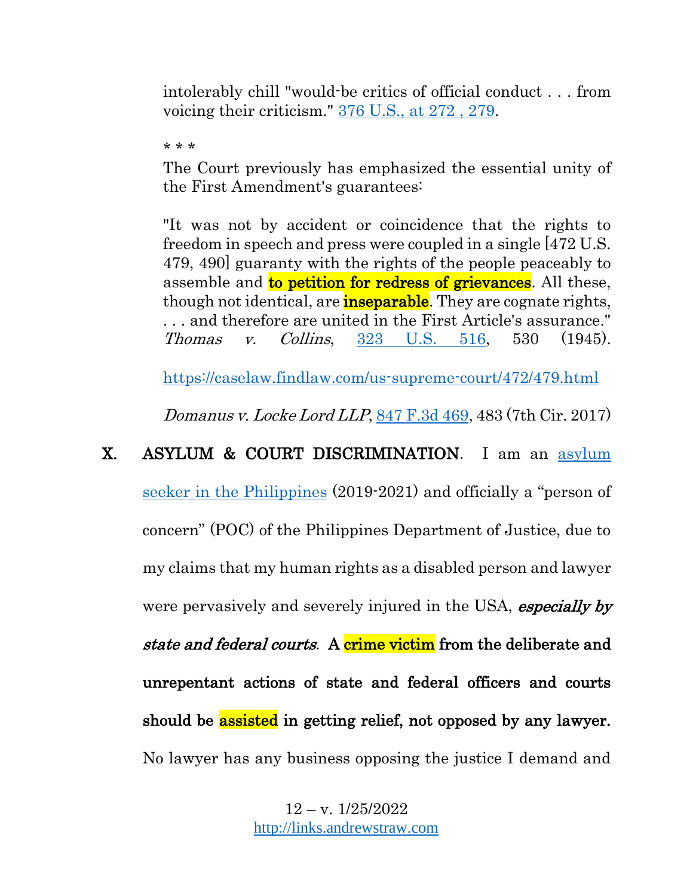intolerably chill "would-be critics of official conduct . . . from voicing their criticism." 376 U.S., at 272 , 279.

* * *
The Court previously has emphasized the essential unity of the First Amendment's guarantees:

"It was not by accident or coincidence that the rights to freedom in speech and press were coupled in a single [472 U.S. 479, 490] guaranty with the rights of the people peaceably to assemble and **to petition for redress of grievances**. All these, though not identical, are **inseparable**. They are cognate rights, . . . and therefore are united in the First Article's assurance." *Thomas v. Collins*, 323 U.S. 516, 530 (1945).

https://caselaw.findlaw.com/us-supreme-court/472/479.html

*Domanus v. Locke Lord LLP*, 847 F.3d 469, 483 (7th Cir. 2017)

**X. ASYLUM & COURT DISCRIMINATION**. I am an asylum seeker in the Philippines (2019-2021) and officially a "person of concern" (POC) of the Philippines Department of Justice, due to my claims that my human rights as a disabled person and lawyer were pervasively and severely injured in the USA, ***especially by state and federal courts***. **A crime victim from the deliberate and unrepentant actions of state and federal officers and courts should be assisted in getting relief, not opposed by any lawyer.** No lawyer has any business opposing the justice I demand and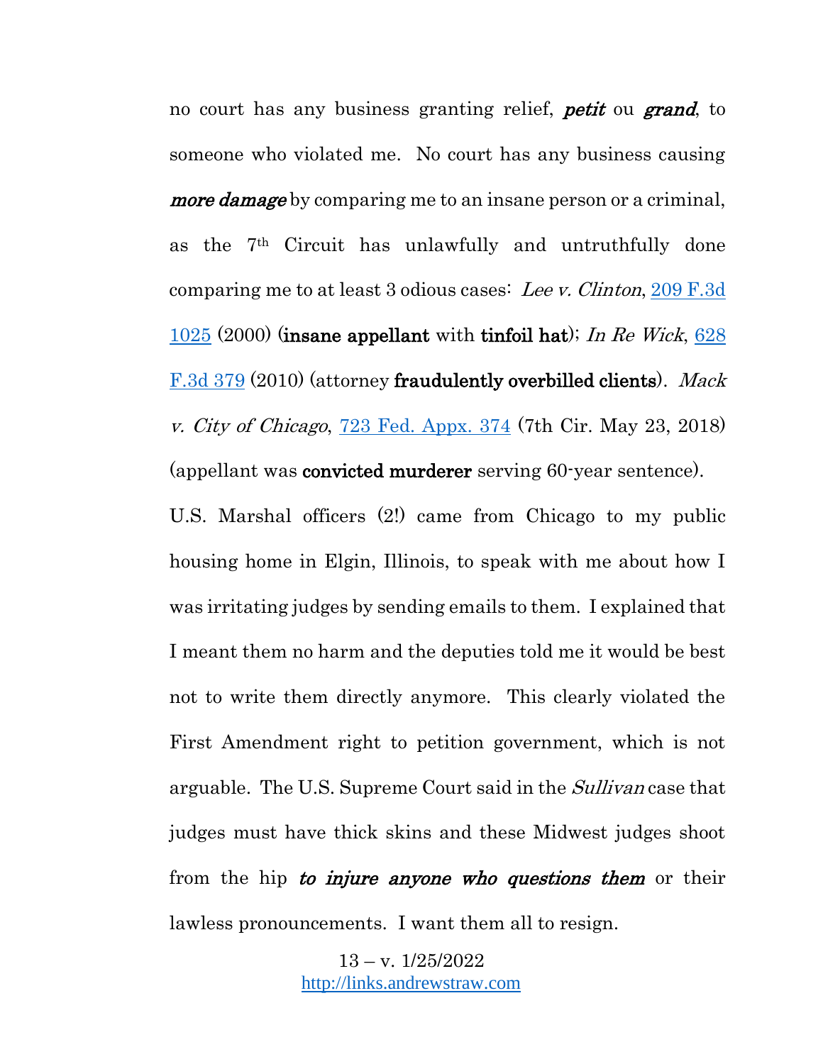no court has any business granting relief, ***petit*** ou ***grand***, to someone who violated me. No court has any business causing ***more damage*** by comparing me to an insane person or a criminal, as the 7th Circuit has unlawfully and untruthfully done comparing me to at least 3 odious cases: *Lee v. Clinton*, [209 F.3d 1025](209 F.3d 1025) (2000) (**insane appellant** with **tinfoil hat**); *In Re Wick*, [628 F.3d 379](628 F.3d 379) (2010) (attorney **fraudulently overbilled clients**). *Mack v. City of Chicago*, [723 Fed. Appx. 374](723 Fed. Appx. 374) (7th Cir. May 23, 2018) (appellant was **convicted murderer** serving 60-year sentence).

U.S. Marshal officers (2!) came from Chicago to my public housing home in Elgin, Illinois, to speak with me about how I was irritating judges by sending emails to them. I explained that I meant them no harm and the deputies told me it would be best not to write them directly anymore. This clearly violated the First Amendment right to petition government, which is not arguable. The U.S. Supreme Court said in the *Sullivan* case that judges must have thick skins and these Midwest judges shoot from the hip ***to injure anyone who questions them*** or their lawless pronouncements. I want them all to resign.

13 – v. 1/25/2022
[http://links.andrewstraw.com](http://links.andrewstraw.com)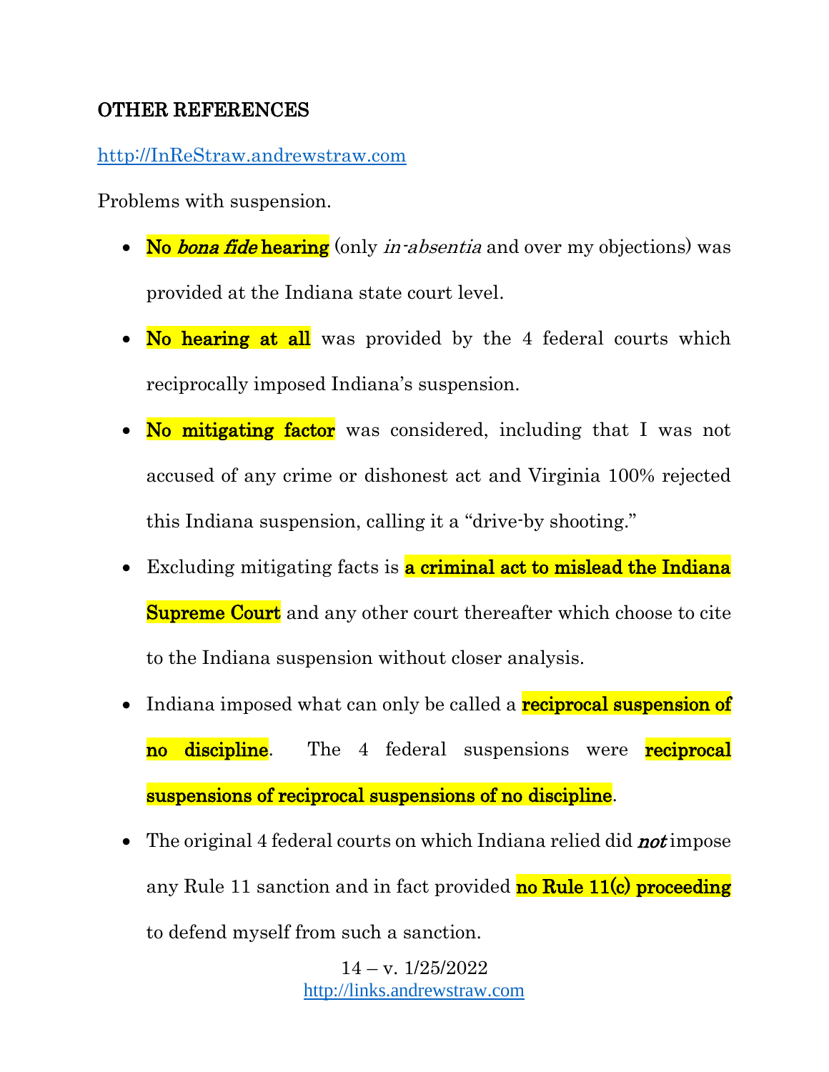**OTHER REFERENCES**

http://InReStraw.andrewstraw.com

Problems with suspension.

- **No *bona fide* hearing** (only *in-absentia* and over my objections) was provided at the Indiana state court level.
- **No hearing at all** was provided by the 4 federal courts which reciprocally imposed Indiana's suspension.
- **No mitigating factor** was considered, including that I was not accused of any crime or dishonest act and Virginia 100% rejected this Indiana suspension, calling it a "drive-by shooting."
- Excluding mitigating facts is **a criminal act to mislead the Indiana Supreme Court** and any other court thereafter which choose to cite to the Indiana suspension without closer analysis.
- Indiana imposed what can only be called a **reciprocal suspension of no discipline**. The 4 federal suspensions were **reciprocal suspensions of reciprocal suspensions of no discipline**.
- The original 4 federal courts on which Indiana relied did ***not*** impose any Rule 11 sanction and in fact provided **no Rule 11(c) proceeding** to defend myself from such a sanction.

14 – v. 1/25/2022
http://links.andrewstraw.com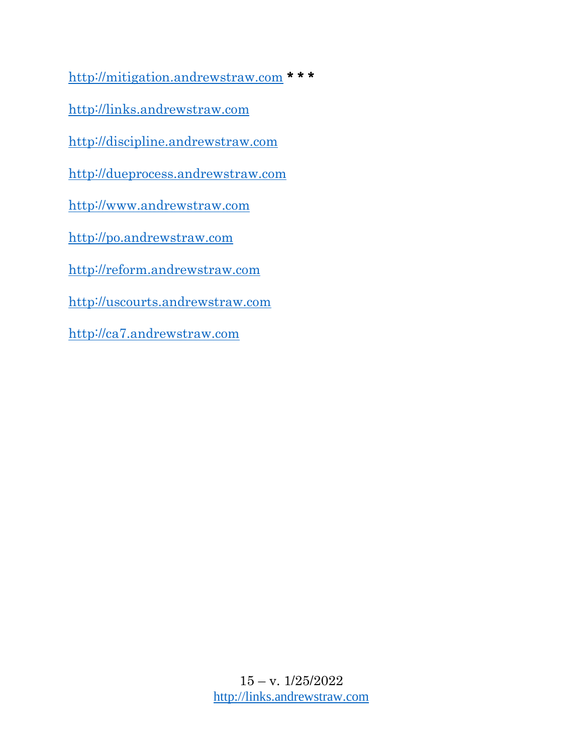http://mitigation.andrewstraw.com **\* \* \***

http://links.andrewstraw.com

http://discipline.andrewstraw.com

http://dueprocess.andrewstraw.com

http://www.andrewstraw.com

http://po.andrewstraw.com

http://reform.andrewstraw.com

http://uscourts.andrewstraw.com

http://ca7.andrewstraw.com